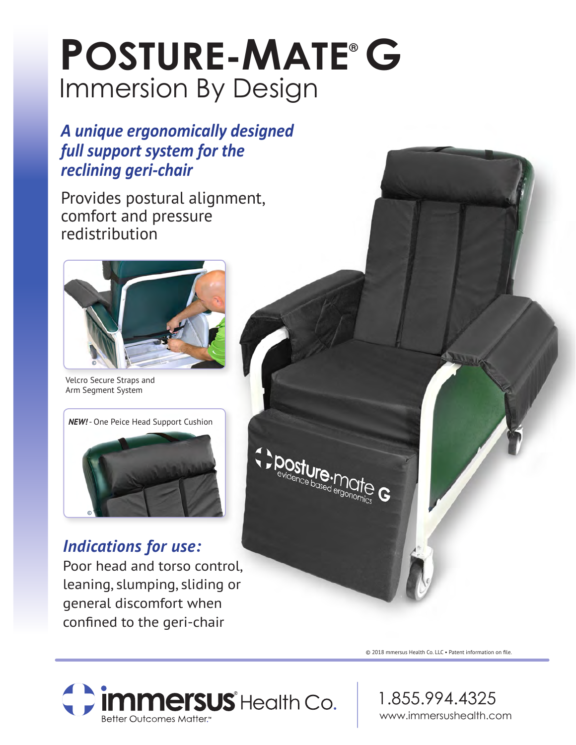# POSTURE-MATE® G

## Immersion By Design

***A unique ergonomically designed full support system for the reclining geri-chair***

Provides postural alignment, comfort and pressure redistribution

Velcro Secure Straps and Arm Segment System

***NEW!*** - One Peice Head Support Cushion

### *Indications for use:*

Poor head and torso control, leaning, slumping, sliding or general discomfort when confined to the geri-chair

© 2018 mmersus Health Co. LLC • Patent information on file.

immersus® Health Co.
Better Outcomes Matter.™

1.855.994.4325
www.immersushealth.com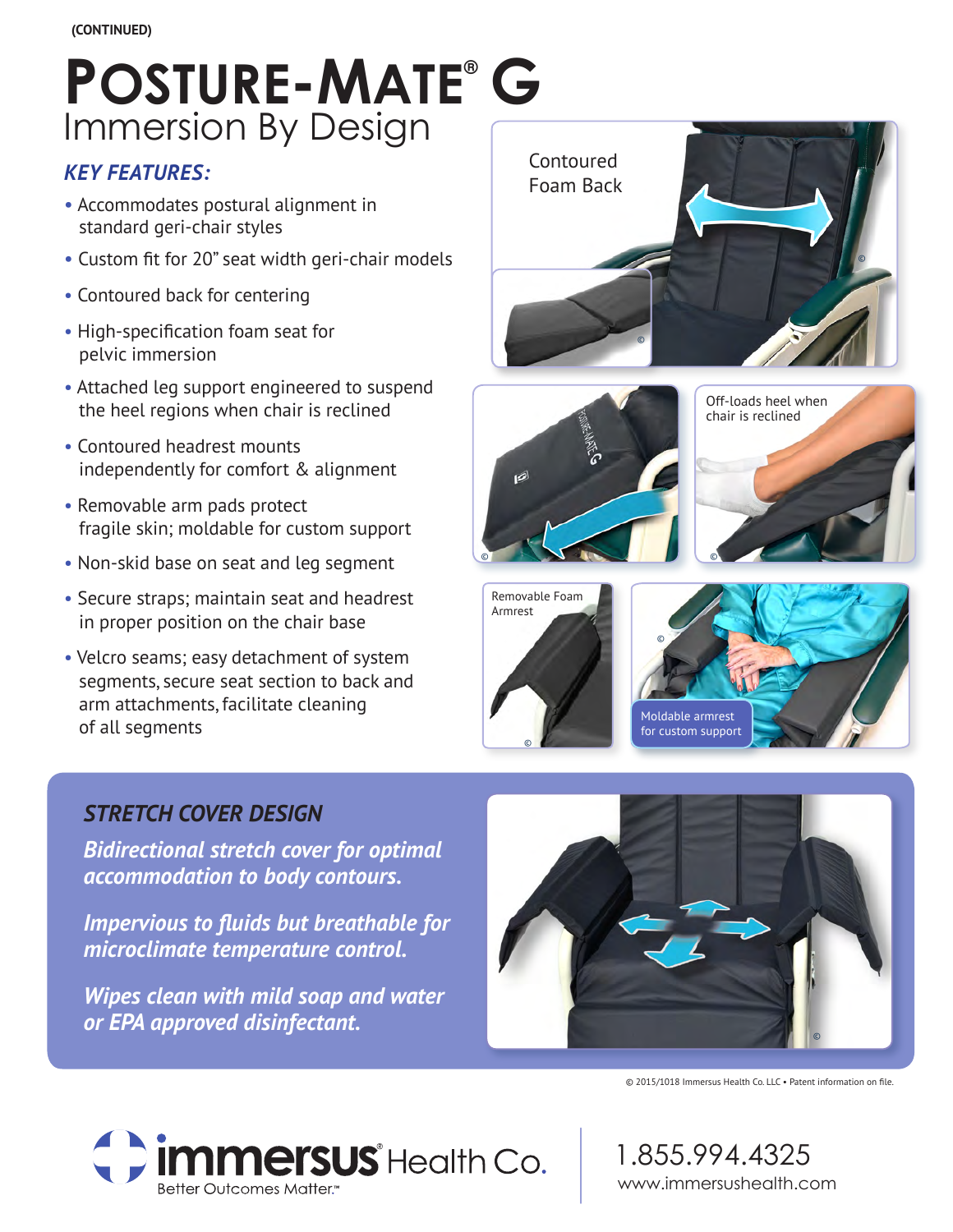(CONTINUED)

# POSTURE-MATE® G

## Immersion By Design

### *KEY FEATURES:*

- Accommodates postural alignment in standard geri-chair styles
- Custom fit for 20" seat width geri-chair models
- Contoured back for centering
- High-specification foam seat for pelvic immersion
- Attached leg support engineered to suspend the heel regions when chair is reclined
- Contoured headrest mounts independently for comfort & alignment
- Removable arm pads protect fragile skin; moldable for custom support
- Non-skid base on seat and leg segment
- Secure straps; maintain seat and headrest in proper position on the chair base
- Velcro seams; easy detachment of system segments, secure seat section to back and arm attachments, facilitate cleaning of all segments

Contoured Foam Back

Off-loads heel when chair is reclined

Removable Foam Armrest

Moldable armrest for custom support

### *STRETCH COVER DESIGN*

***Bidirectional stretch cover for optimal accommodation to body contours.***

***Impervious to fluids but breathable for microclimate temperature control.***

***Wipes clean with mild soap and water or EPA approved disinfectant.***

© 2015/1018 Immersus Health Co. LLC • Patent information on file.

immersus® Health Co.
Better Outcomes Matter.™

1.855.994.4325
www.immersushealth.com